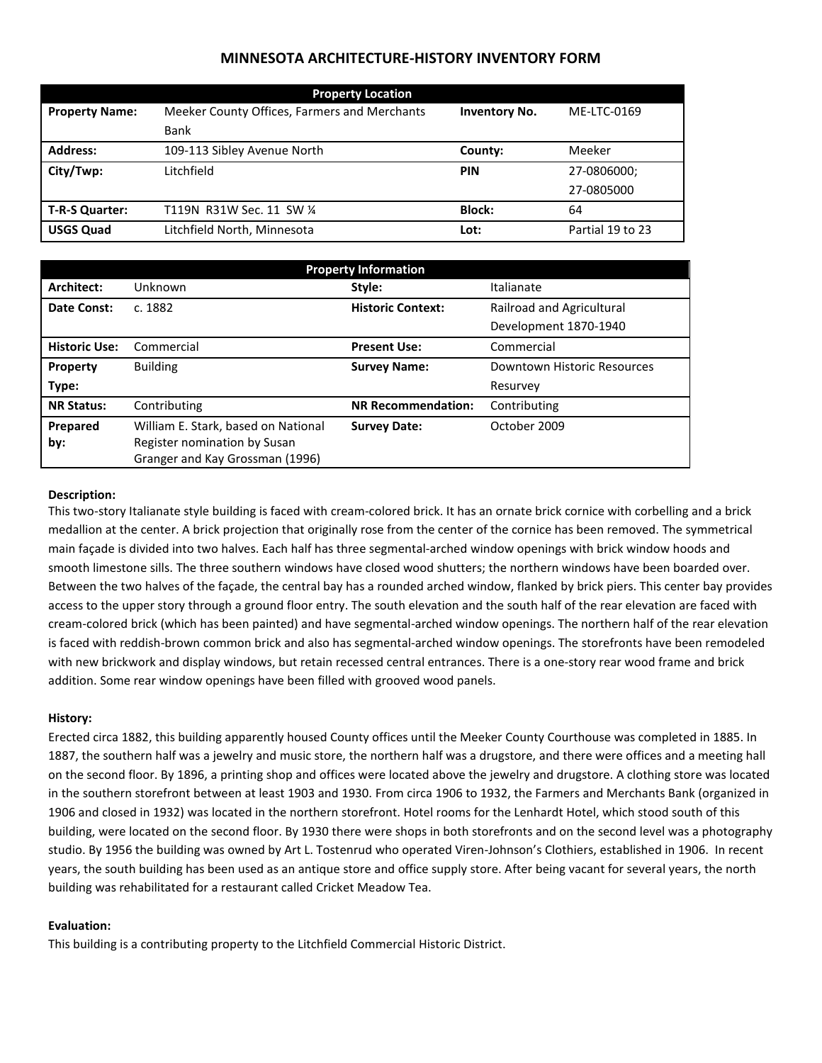# MINNESOTA ARCHITECTURE-HISTORY INVENTORY FORM

| Property Location | | | |
|---|---|---|---|
| **Property Name:** | Meeker County Offices, Farmers and Merchants Bank | **Inventory No.** | ME-LTC-0169 |
| **Address:** | 109-113 Sibley Avenue North | **County:** | Meeker |
| **City/Twp:** | Litchfield | **PIN** | 27-0806000; 27-0805000 |
| **T-R-S Quarter:** | T119N R31W Sec. 11 SW ¼ | **Block:** | 64 |
| **USGS Quad** | Litchfield North, Minnesota | **Lot:** | Partial 19 to 23 |

| Property Information | | | |
|---|---|---|---|
| **Architect:** | Unknown | **Style:** | Italianate |
| **Date Const:** | c. 1882 | **Historic Context:** | Railroad and Agricultural Development 1870-1940 |
| **Historic Use:** | Commercial | **Present Use:** | Commercial |
| **Property Type:** | Building | **Survey Name:** | Downtown Historic Resources Resurvey |
| **NR Status:** | Contributing | **NR Recommendation:** | Contributing |
| **Prepared by:** | William E. Stark, based on National Register nomination by Susan Granger and Kay Grossman (1996) | **Survey Date:** | October 2009 |

**Description:**

This two-story Italianate style building is faced with cream-colored brick. It has an ornate brick cornice with corbelling and a brick medallion at the center. A brick projection that originally rose from the center of the cornice has been removed. The symmetrical main façade is divided into two halves. Each half has three segmental-arched window openings with brick window hoods and smooth limestone sills. The three southern windows have closed wood shutters; the northern windows have been boarded over. Between the two halves of the façade, the central bay has a rounded arched window, flanked by brick piers. This center bay provides access to the upper story through a ground floor entry. The south elevation and the south half of the rear elevation are faced with cream-colored brick (which has been painted) and have segmental-arched window openings. The northern half of the rear elevation is faced with reddish-brown common brick and also has segmental-arched window openings. The storefronts have been remodeled with new brickwork and display windows, but retain recessed central entrances. There is a one-story rear wood frame and brick addition. Some rear window openings have been filled with grooved wood panels.

**History:**

Erected circa 1882, this building apparently housed County offices until the Meeker County Courthouse was completed in 1885. In 1887, the southern half was a jewelry and music store, the northern half was a drugstore, and there were offices and a meeting hall on the second floor. By 1896, a printing shop and offices were located above the jewelry and drugstore. A clothing store was located in the southern storefront between at least 1903 and 1930. From circa 1906 to 1932, the Farmers and Merchants Bank (organized in 1906 and closed in 1932) was located in the northern storefront. Hotel rooms for the Lenhardt Hotel, which stood south of this building, were located on the second floor. By 1930 there were shops in both storefronts and on the second level was a photography studio. By 1956 the building was owned by Art L. Tostenrud who operated Viren-Johnson's Clothiers, established in 1906. In recent years, the south building has been used as an antique store and office supply store. After being vacant for several years, the north building was rehabilitated for a restaurant called Cricket Meadow Tea.

**Evaluation:**

This building is a contributing property to the Litchfield Commercial Historic District.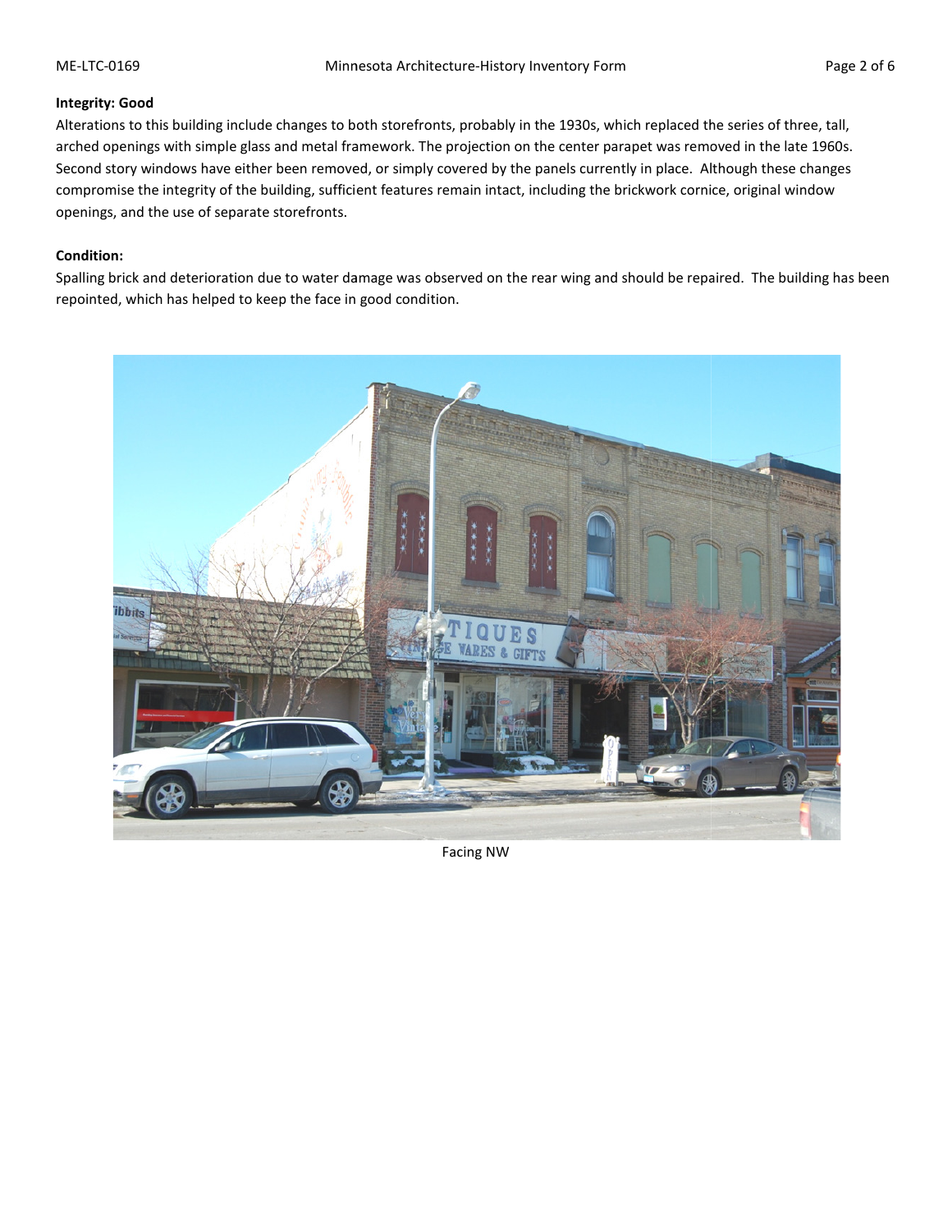**Integrity: Good**

Alterations to this building include changes to both storefronts, probably in the 1930s, which replaced the series of three, tall, arched openings with simple glass and metal framework. The projection on the center parapet was removed in the late 1960s. Second story windows have either been removed, or simply covered by the panels currently in place. Although these changes compromise the integrity of the building, sufficient features remain intact, including the brickwork cornice, original window openings, and the use of separate storefronts.

**Condition:**

Spalling brick and deterioration due to water damage was observed on the rear wing and should be repaired. The building has been repointed, which has helped to keep the face in good condition.

Facing NW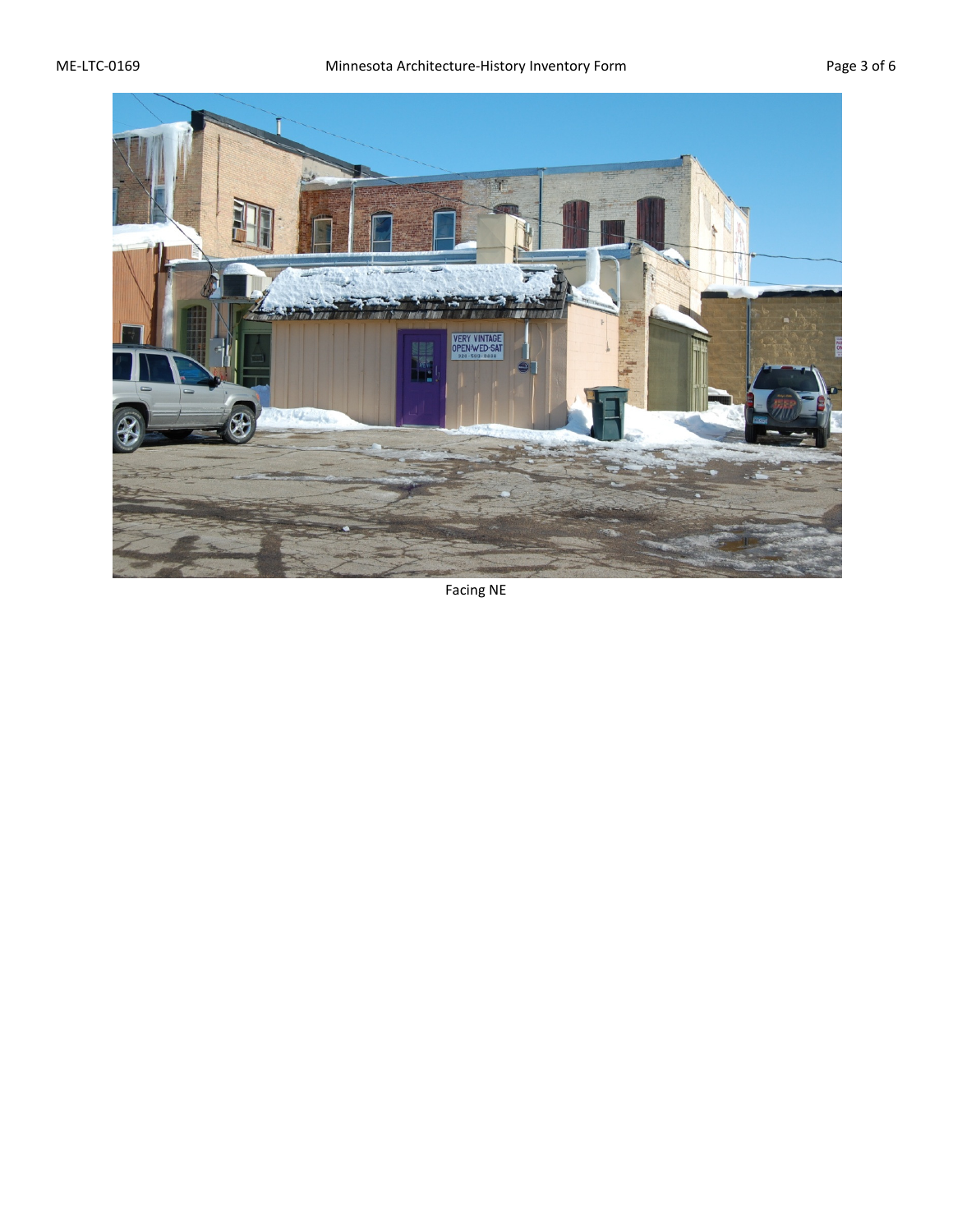Facing NE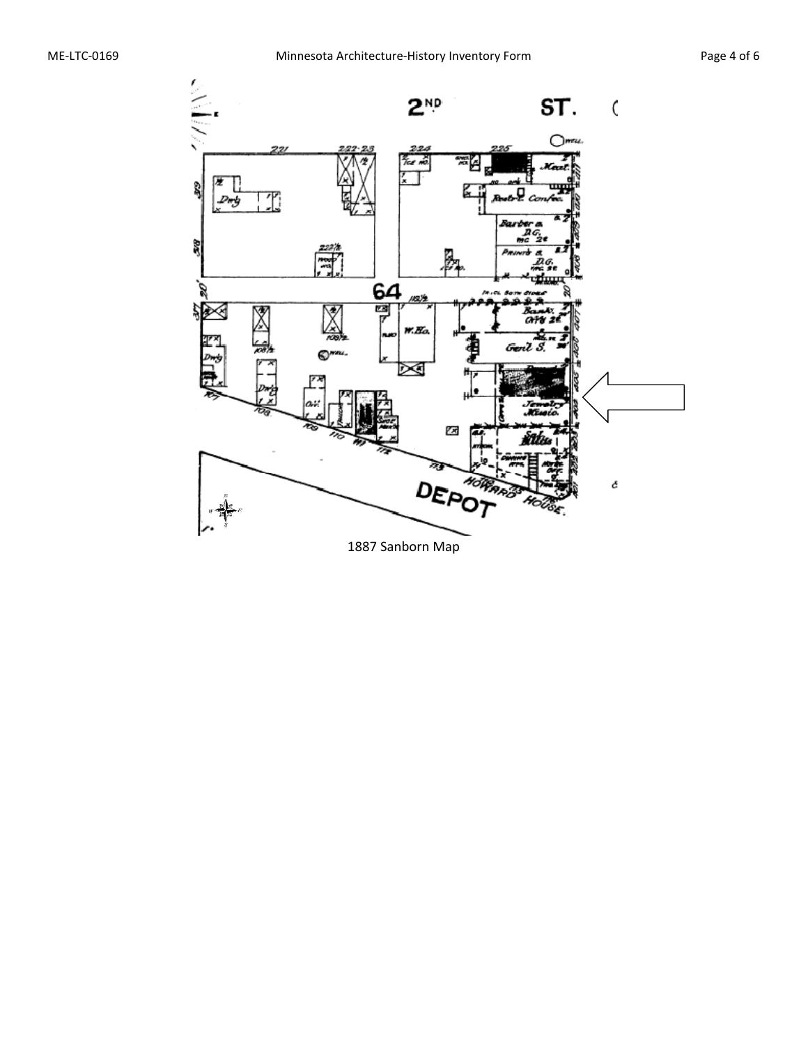1887 Sanborn Map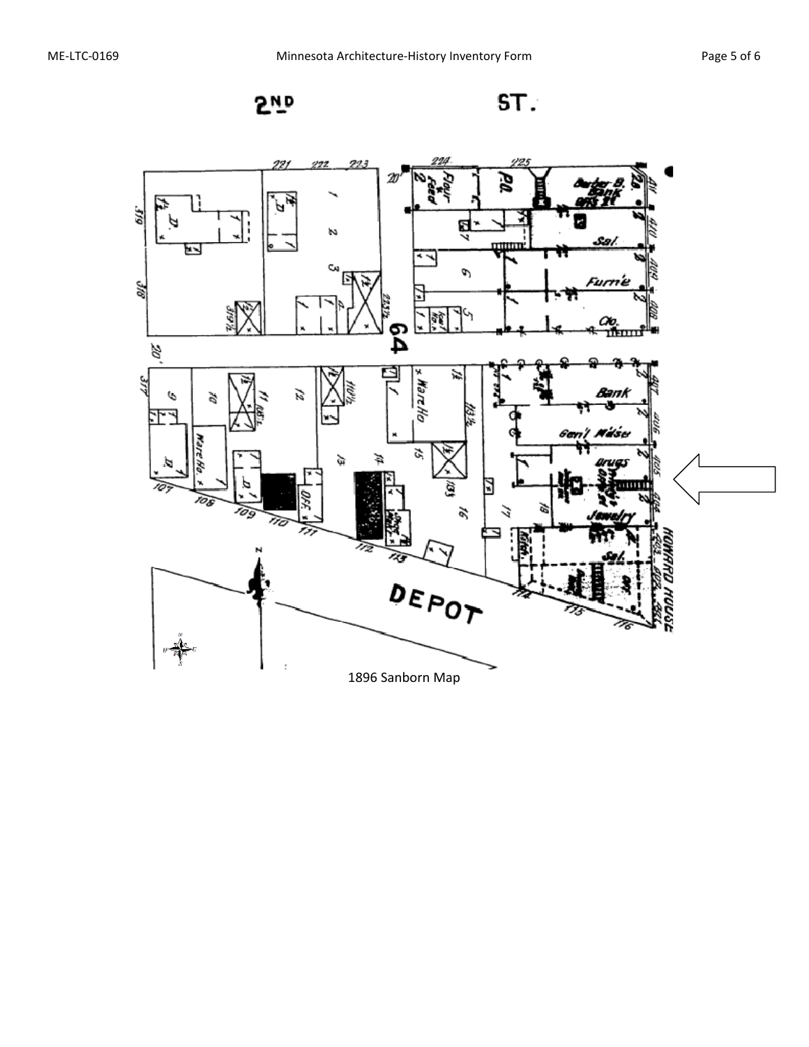1896 Sanborn Map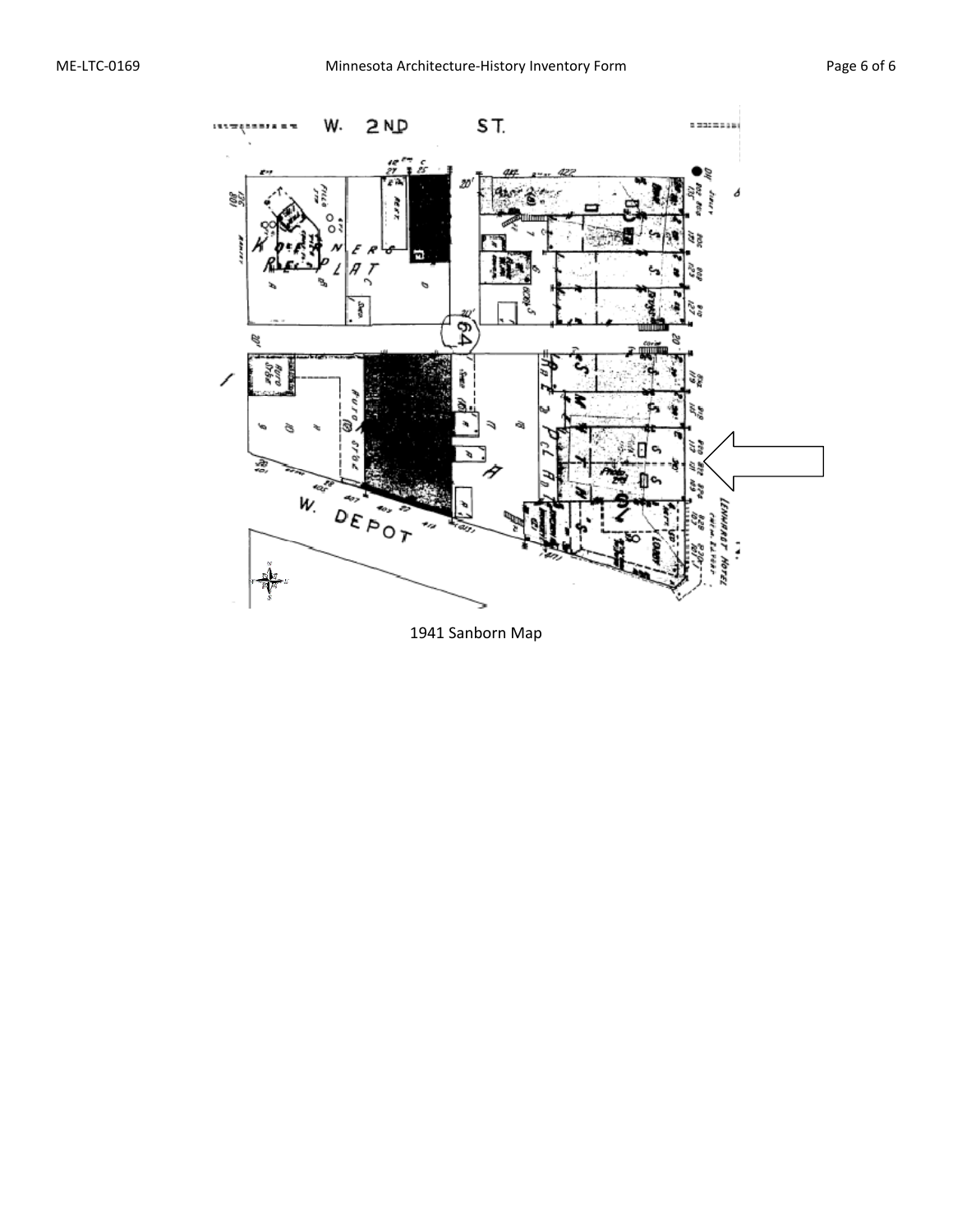W. 2ND ST.

W. DEPOT

LEHNHART HOTEL

1941 Sanborn Map